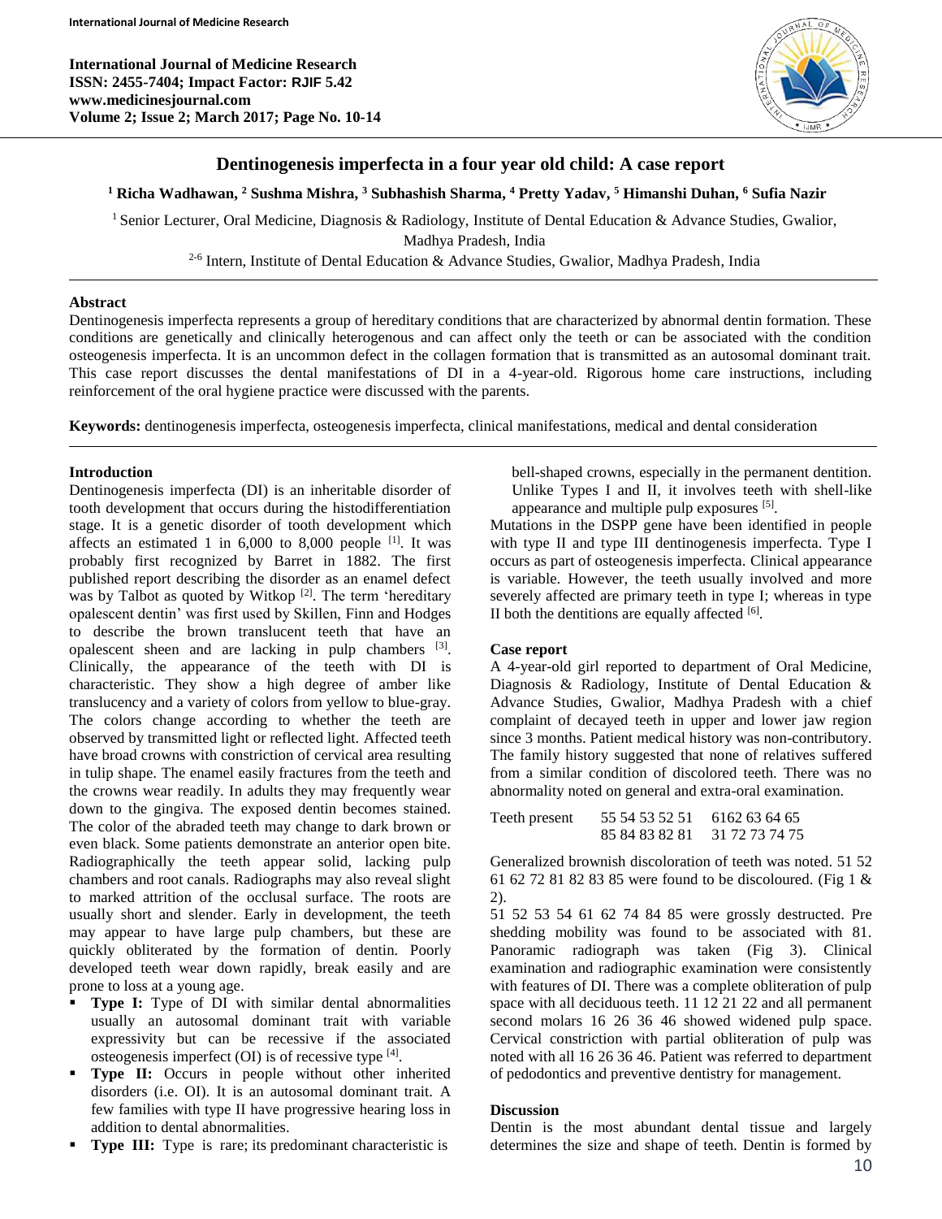# Dentinogenesis imperfecta in a four year old child: A case report

**[1] Richa Wadhawan, [2] Sushma Mishra, [3] Subhashish Sharma, [4] Pretty Yadav, [5] Himanshi Duhan, [6] Sufia Nazir**

[1] Senior Lecturer, Oral Medicine, Diagnosis & Radiology, Institute of Dental Education & Advance Studies, Gwalior, Madhya Pradesh, India

[2-6] Intern, Institute of Dental Education & Advance Studies, Gwalior, Madhya Pradesh, India

---

### Abstract

Dentinogenesis imperfecta represents a group of hereditary conditions that are characterized by abnormal dentin formation. These conditions are genetically and clinically heterogenous and can affect only the teeth or can be associated with the condition osteogenesis imperfecta. It is an uncommon defect in the collagen formation that is transmitted as an autosomal dominant trait. This case report discusses the dental manifestations of DI in a 4-year-old. Rigorous home care instructions, including reinforcement of the oral hygiene practice were discussed with the parents.

**Keywords:** dentinogenesis imperfecta, osteogenesis imperfecta, clinical manifestations, medical and dental consideration

---

### Introduction

Dentinogenesis imperfecta (DI) is an inheritable disorder of tooth development that occurs during the histodifferentiation stage. It is a genetic disorder of tooth development which affects an estimated 1 in 6,000 to 8,000 people [1]. It was probably first recognized by Barret in 1882. The first published report describing the disorder as an enamel defect was by Talbot as quoted by Witkop [2]. The term 'hereditary opalescent dentin' was first used by Skillen, Finn and Hodges to describe the brown translucent teeth that have an opalescent sheen and are lacking in pulp chambers [3]. Clinically, the appearance of the teeth with DI is characteristic. They show a high degree of amber like translucency and a variety of colors from yellow to blue-gray. The colors change according to whether the teeth are observed by transmitted light or reflected light. Affected teeth have broad crowns with constriction of cervical area resulting in tulip shape. The enamel easily fractures from the teeth and the crowns wear readily. In adults they may frequently wear down to the gingiva. The exposed dentin becomes stained. The color of the abraded teeth may change to dark brown or even black. Some patients demonstrate an anterior open bite. Radiographically the teeth appear solid, lacking pulp chambers and root canals. Radiographs may also reveal slight to marked attrition of the occlusal surface. The roots are usually short and slender. Early in development, the teeth may appear to have large pulp chambers, but these are quickly obliterated by the formation of dentin. Poorly developed teeth wear down rapidly, break easily and are prone to loss at a young age.

- **Type I:** Type of DI with similar dental abnormalities usually an autosomal dominant trait with variable expressivity but can be recessive if the associated osteogenesis imperfect (OI) is of recessive type [4].
- **Type II:** Occurs in people without other inherited disorders (i.e. OI). It is an autosomal dominant trait. A few families with type II have progressive hearing loss in addition to dental abnormalities.
- **Type III:** Type is rare; its predominant characteristic is bell-shaped crowns, especially in the permanent dentition. Unlike Types I and II, it involves teeth with shell-like appearance and multiple pulp exposures [5].

Mutations in the DSPP gene have been identified in people with type II and type III dentinogenesis imperfecta. Type I occurs as part of osteogenesis imperfecta. Clinical appearance is variable. However, the teeth usually involved and more severely affected are primary teeth in type I; whereas in type II both the dentitions are equally affected [6].

### Case report

A 4-year-old girl reported to department of Oral Medicine, Diagnosis & Radiology, Institute of Dental Education & Advance Studies, Gwalior, Madhya Pradesh with a chief complaint of decayed teeth in upper and lower jaw region since 3 months. Patient medical history was non-contributory. The family history suggested that none of relatives suffered from a similar condition of discolored teeth. There was no abnormality noted on general and extra-oral examination.

| Teeth present | 55 54 53 52 51 | 6162 63 64 65 |
|---|---|---|
| | 85 84 83 82 81 | 31 72 73 74 75 |

Generalized brownish discoloration of teeth was noted. 51 52 61 62 72 81 82 83 85 were found to be discoloured. (Fig 1 & 2).

51 52 53 54 61 62 74 84 85 were grossly destructed. Pre shedding mobility was found to be associated with 81. Panoramic radiograph was taken (Fig 3). Clinical examination and radiographic examination were consistently with features of DI. There was a complete obliteration of pulp space with all deciduous teeth. 11 12 21 22 and all permanent second molars 16 26 36 46 showed widened pulp space. Cervical constriction with partial obliteration of pulp was noted with all 16 26 36 46. Patient was referred to department of pedodontics and preventive dentistry for management.

### Discussion

Dentin is the most abundant dental tissue and largely determines the size and shape of teeth. Dentin is formed by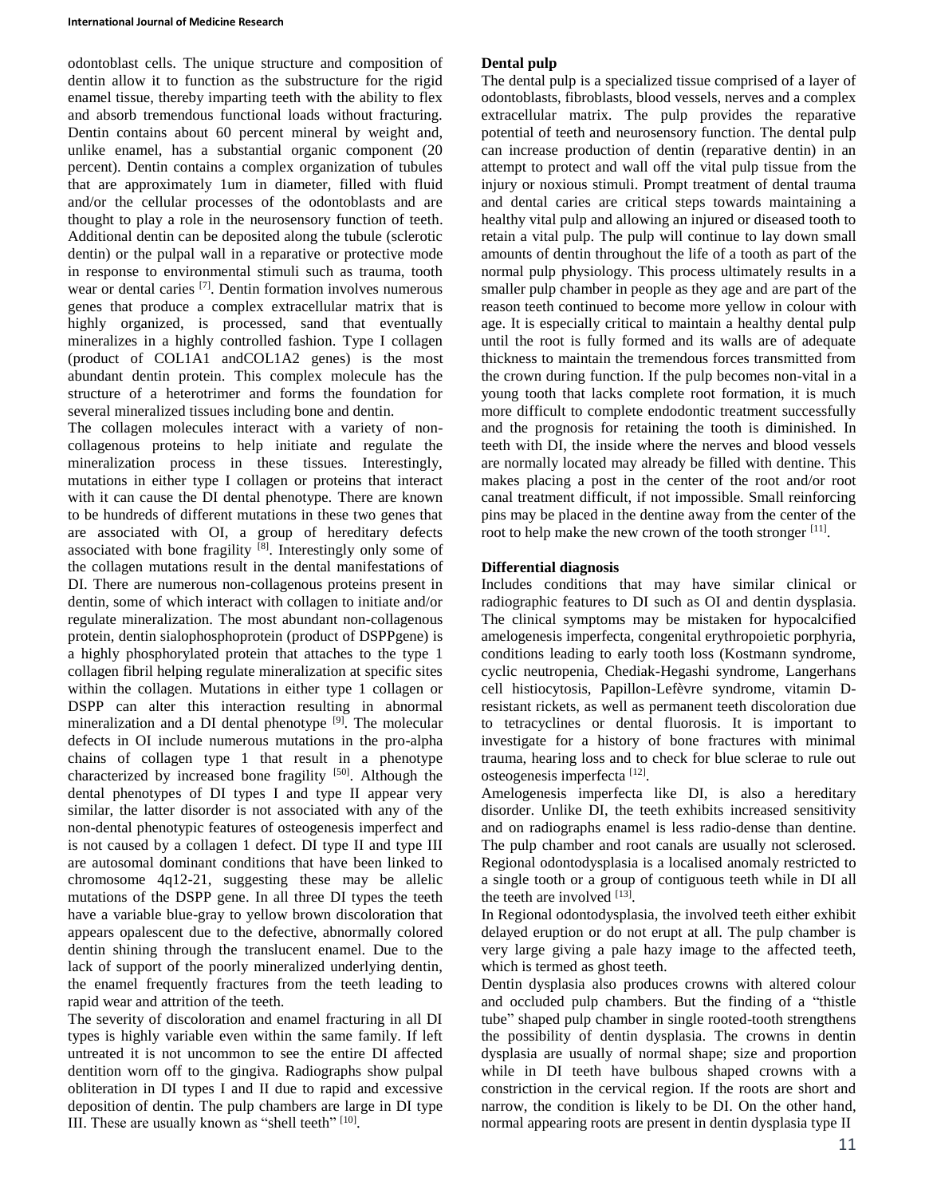odontoblast cells. The unique structure and composition of dentin allow it to function as the substructure for the rigid enamel tissue, thereby imparting teeth with the ability to flex and absorb tremendous functional loads without fracturing. Dentin contains about 60 percent mineral by weight and, unlike enamel, has a substantial organic component (20 percent). Dentin contains a complex organization of tubules that are approximately 1um in diameter, filled with fluid and/or the cellular processes of the odontoblasts and are thought to play a role in the neurosensory function of teeth. Additional dentin can be deposited along the tubule (sclerotic dentin) or the pulpal wall in a reparative or protective mode in response to environmental stimuli such as trauma, tooth wear or dental caries [7]. Dentin formation involves numerous genes that produce a complex extracellular matrix that is highly organized, is processed, sand that eventually mineralizes in a highly controlled fashion. Type I collagen (product of COL1A1 andCOL1A2 genes) is the most abundant dentin protein. This complex molecule has the structure of a heterotrimer and forms the foundation for several mineralized tissues including bone and dentin.

The collagen molecules interact with a variety of non-collagenous proteins to help initiate and regulate the mineralization process in these tissues. Interestingly, mutations in either type I collagen or proteins that interact with it can cause the DI dental phenotype. There are known to be hundreds of different mutations in these two genes that are associated with OI, a group of hereditary defects associated with bone fragility [8]. Interestingly only some of the collagen mutations result in the dental manifestations of DI. There are numerous non-collagenous proteins present in dentin, some of which interact with collagen to initiate and/or regulate mineralization. The most abundant non-collagenous protein, dentin sialophosphoprotein (product of DSPPgene) is a highly phosphorylated protein that attaches to the type 1 collagen fibril helping regulate mineralization at specific sites within the collagen. Mutations in either type 1 collagen or DSPP can alter this interaction resulting in abnormal mineralization and a DI dental phenotype [9]. The molecular defects in OI include numerous mutations in the pro-alpha chains of collagen type 1 that result in a phenotype characterized by increased bone fragility [50]. Although the dental phenotypes of DI types I and type II appear very similar, the latter disorder is not associated with any of the non-dental phenotypic features of osteogenesis imperfect and is not caused by a collagen 1 defect. DI type II and type III are autosomal dominant conditions that have been linked to chromosome 4q12-21, suggesting these may be allelic mutations of the DSPP gene. In all three DI types the teeth have a variable blue-gray to yellow brown discoloration that appears opalescent due to the defective, abnormally colored dentin shining through the translucent enamel. Due to the lack of support of the poorly mineralized underlying dentin, the enamel frequently fractures from the teeth leading to rapid wear and attrition of the teeth.

The severity of discoloration and enamel fracturing in all DI types is highly variable even within the same family. If left untreated it is not uncommon to see the entire DI affected dentition worn off to the gingiva. Radiographs show pulpal obliteration in DI types I and II due to rapid and excessive deposition of dentin. The pulp chambers are large in DI type III. These are usually known as "shell teeth" [10].

**Dental pulp**

The dental pulp is a specialized tissue comprised of a layer of odontoblasts, fibroblasts, blood vessels, nerves and a complex extracellular matrix. The pulp provides the reparative potential of teeth and neurosensory function. The dental pulp can increase production of dentin (reparative dentin) in an attempt to protect and wall off the vital pulp tissue from the injury or noxious stimuli. Prompt treatment of dental trauma and dental caries are critical steps towards maintaining a healthy vital pulp and allowing an injured or diseased tooth to retain a vital pulp. The pulp will continue to lay down small amounts of dentin throughout the life of a tooth as part of the normal pulp physiology. This process ultimately results in a smaller pulp chamber in people as they age and are part of the reason teeth continued to become more yellow in colour with age. It is especially critical to maintain a healthy dental pulp until the root is fully formed and its walls are of adequate thickness to maintain the tremendous forces transmitted from the crown during function. If the pulp becomes non-vital in a young tooth that lacks complete root formation, it is much more difficult to complete endodontic treatment successfully and the prognosis for retaining the tooth is diminished. In teeth with DI, the inside where the nerves and blood vessels are normally located may already be filled with dentine. This makes placing a post in the center of the root and/or root canal treatment difficult, if not impossible. Small reinforcing pins may be placed in the dentine away from the center of the root to help make the new crown of the tooth stronger [11].

**Differential diagnosis**

Includes conditions that may have similar clinical or radiographic features to DI such as OI and dentin dysplasia. The clinical symptoms may be mistaken for hypocalcified amelogenesis imperfecta, congenital erythropoietic porphyria, conditions leading to early tooth loss (Kostmann syndrome, cyclic neutropenia, Chediak-Hegashi syndrome, Langerhans cell histiocytosis, Papillon-Lefèvre syndrome, vitamin D-resistant rickets, as well as permanent teeth discoloration due to tetracyclines or dental fluorosis. It is important to investigate for a history of bone fractures with minimal trauma, hearing loss and to check for blue sclerae to rule out osteogenesis imperfecta [12].

Amelogenesis imperfecta like DI, is also a hereditary disorder. Unlike DI, the teeth exhibits increased sensitivity and on radiographs enamel is less radio-dense than dentine. The pulp chamber and root canals are usually not sclerosed. Regional odontodysplasia is a localised anomaly restricted to a single tooth or a group of contiguous teeth while in DI all the teeth are involved [13].

In Regional odontodysplasia, the involved teeth either exhibit delayed eruption or do not erupt at all. The pulp chamber is very large giving a pale hazy image to the affected teeth, which is termed as ghost teeth.

Dentin dysplasia also produces crowns with altered colour and occluded pulp chambers. But the finding of a "thistle tube" shaped pulp chamber in single rooted-tooth strengthens the possibility of dentin dysplasia. The crowns in dentin dysplasia are usually of normal shape; size and proportion while in DI teeth have bulbous shaped crowns with a constriction in the cervical region. If the roots are short and narrow, the condition is likely to be DI. On the other hand, normal appearing roots are present in dentin dysplasia type II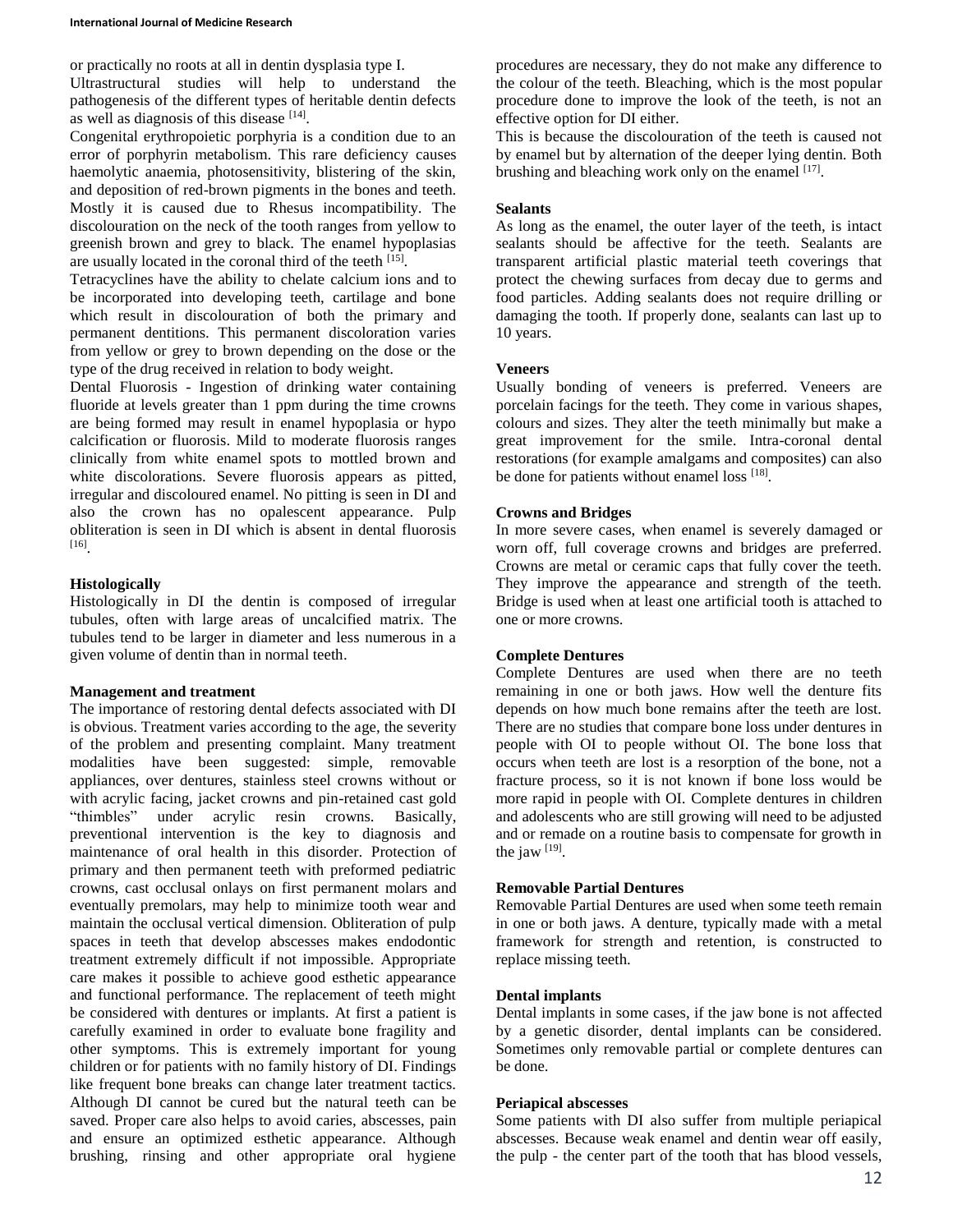or practically no roots at all in dentin dysplasia type I.

Ultrastructural studies will help to understand the pathogenesis of the different types of heritable dentin defects as well as diagnosis of this disease [14].

Congenital erythropoietic porphyria is a condition due to an error of porphyrin metabolism. This rare deficiency causes haemolytic anaemia, photosensitivity, blistering of the skin, and deposition of red-brown pigments in the bones and teeth. Mostly it is caused due to Rhesus incompatibility. The discolouration on the neck of the tooth ranges from yellow to greenish brown and grey to black. The enamel hypoplasias are usually located in the coronal third of the teeth [15].

Tetracyclines have the ability to chelate calcium ions and to be incorporated into developing teeth, cartilage and bone which result in discolouration of both the primary and permanent dentitions. This permanent discoloration varies from yellow or grey to brown depending on the dose or the type of the drug received in relation to body weight.

Dental Fluorosis - Ingestion of drinking water containing fluoride at levels greater than 1 ppm during the time crowns are being formed may result in enamel hypoplasia or hypo calcification or fluorosis. Mild to moderate fluorosis ranges clinically from white enamel spots to mottled brown and white discolorations. Severe fluorosis appears as pitted, irregular and discoloured enamel. No pitting is seen in DI and also the crown has no opalescent appearance. Pulp obliteration is seen in DI which is absent in dental fluorosis [16].

### Histologically

Histologically in DI the dentin is composed of irregular tubules, often with large areas of uncalcified matrix. The tubules tend to be larger in diameter and less numerous in a given volume of dentin than in normal teeth.

### Management and treatment

The importance of restoring dental defects associated with DI is obvious. Treatment varies according to the age, the severity of the problem and presenting complaint. Many treatment modalities have been suggested: simple, removable appliances, over dentures, stainless steel crowns without or with acrylic facing, jacket crowns and pin-retained cast gold "thimbles" under acrylic resin crowns. Basically, preventional intervention is the key to diagnosis and maintenance of oral health in this disorder. Protection of primary and then permanent teeth with preformed pediatric crowns, cast occlusal onlays on first permanent molars and eventually premolars, may help to minimize tooth wear and maintain the occlusal vertical dimension. Obliteration of pulp spaces in teeth that develop abscesses makes endodontic treatment extremely difficult if not impossible. Appropriate care makes it possible to achieve good esthetic appearance and functional performance. The replacement of teeth might be considered with dentures or implants. At first a patient is carefully examined in order to evaluate bone fragility and other symptoms. This is extremely important for young children or for patients with no family history of DI. Findings like frequent bone breaks can change later treatment tactics. Although DI cannot be cured but the natural teeth can be saved. Proper care also helps to avoid caries, abscesses, pain and ensure an optimized esthetic appearance. Although brushing, rinsing and other appropriate oral hygiene procedures are necessary, they do not make any difference to the colour of the teeth. Bleaching, which is the most popular procedure done to improve the look of the teeth, is not an effective option for DI either.

This is because the discolouration of the teeth is caused not by enamel but by alternation of the deeper lying dentin. Both brushing and bleaching work only on the enamel [17].

### Sealants

As long as the enamel, the outer layer of the teeth, is intact sealants should be affective for the teeth. Sealants are transparent artificial plastic material teeth coverings that protect the chewing surfaces from decay due to germs and food particles. Adding sealants does not require drilling or damaging the tooth. If properly done, sealants can last up to 10 years.

### Veneers

Usually bonding of veneers is preferred. Veneers are porcelain facings for the teeth. They come in various shapes, colours and sizes. They alter the teeth minimally but make a great improvement for the smile. Intra-coronal dental restorations (for example amalgams and composites) can also be done for patients without enamel loss [18].

### Crowns and Bridges

In more severe cases, when enamel is severely damaged or worn off, full coverage crowns and bridges are preferred. Crowns are metal or ceramic caps that fully cover the teeth. They improve the appearance and strength of the teeth. Bridge is used when at least one artificial tooth is attached to one or more crowns.

### Complete Dentures

Complete Dentures are used when there are no teeth remaining in one or both jaws. How well the denture fits depends on how much bone remains after the teeth are lost. There are no studies that compare bone loss under dentures in people with OI to people without OI. The bone loss that occurs when teeth are lost is a resorption of the bone, not a fracture process, so it is not known if bone loss would be more rapid in people with OI. Complete dentures in children and adolescents who are still growing will need to be adjusted and or remade on a routine basis to compensate for growth in the jaw [19].

### Removable Partial Dentures

Removable Partial Dentures are used when some teeth remain in one or both jaws. A denture, typically made with a metal framework for strength and retention, is constructed to replace missing teeth.

### Dental implants

Dental implants in some cases, if the jaw bone is not affected by a genetic disorder, dental implants can be considered. Sometimes only removable partial or complete dentures can be done.

### Periapical abscesses

Some patients with DI also suffer from multiple periapical abscesses. Because weak enamel and dentin wear off easily, the pulp - the center part of the tooth that has blood vessels,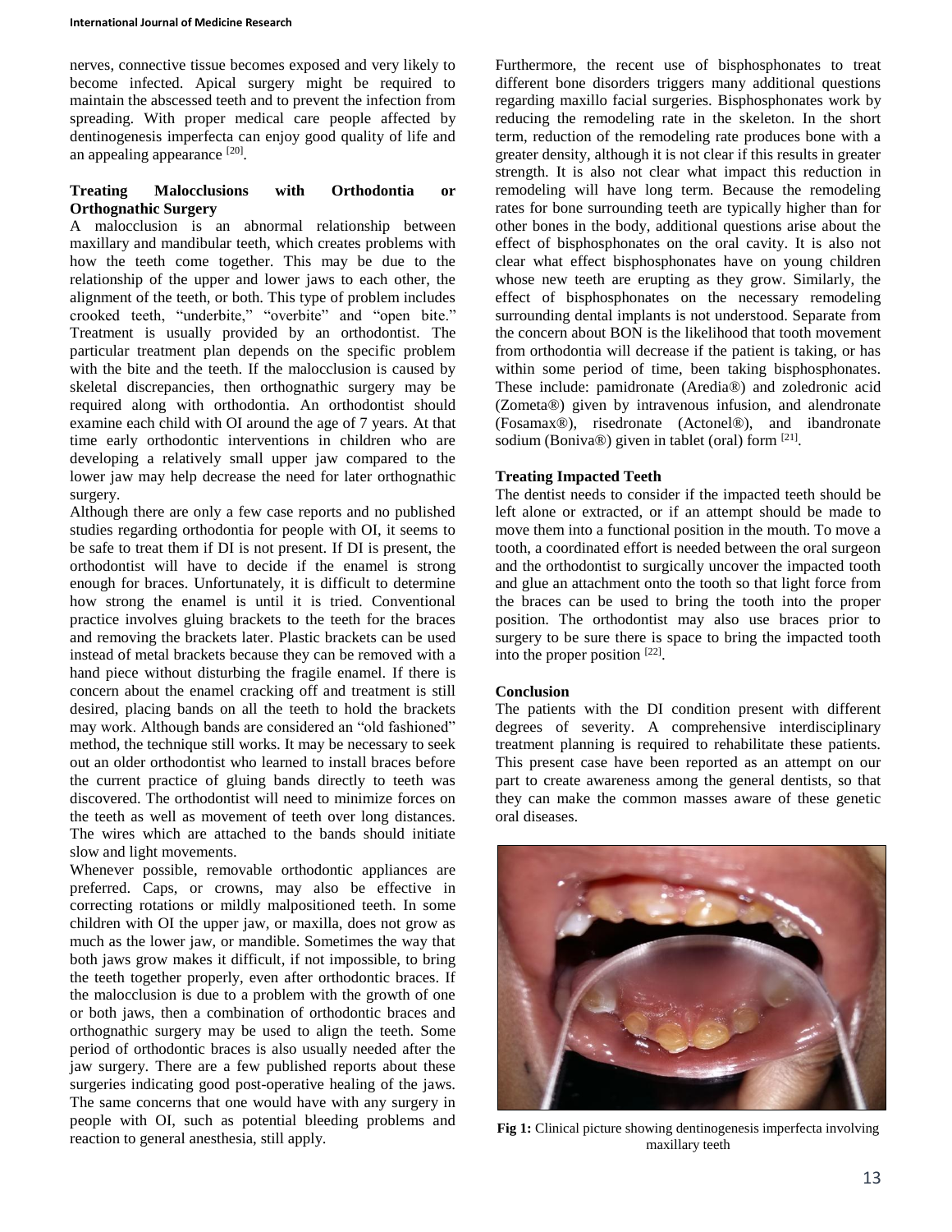nerves, connective tissue becomes exposed and very likely to become infected. Apical surgery might be required to maintain the abscessed teeth and to prevent the infection from spreading. With proper medical care people affected by dentinogenesis imperfecta can enjoy good quality of life and an appealing appearance [20].

**Treating Malocclusions with Orthodontia or Orthognathic Surgery**

A malocclusion is an abnormal relationship between maxillary and mandibular teeth, which creates problems with how the teeth come together. This may be due to the relationship of the upper and lower jaws to each other, the alignment of the teeth, or both. This type of problem includes crooked teeth, "underbite," "overbite" and "open bite." Treatment is usually provided by an orthodontist. The particular treatment plan depends on the specific problem with the bite and the teeth. If the malocclusion is caused by skeletal discrepancies, then orthognathic surgery may be required along with orthodontia. An orthodontist should examine each child with OI around the age of 7 years. At that time early orthodontic interventions in children who are developing a relatively small upper jaw compared to the lower jaw may help decrease the need for later orthognathic surgery.

Although there are only a few case reports and no published studies regarding orthodontia for people with OI, it seems to be safe to treat them if DI is not present. If DI is present, the orthodontist will have to decide if the enamel is strong enough for braces. Unfortunately, it is difficult to determine how strong the enamel is until it is tried. Conventional practice involves gluing brackets to the teeth for the braces and removing the brackets later. Plastic brackets can be used instead of metal brackets because they can be removed with a hand piece without disturbing the fragile enamel. If there is concern about the enamel cracking off and treatment is still desired, placing bands on all the teeth to hold the brackets may work. Although bands are considered an "old fashioned" method, the technique still works. It may be necessary to seek out an older orthodontist who learned to install braces before the current practice of gluing bands directly to teeth was discovered. The orthodontist will need to minimize forces on the teeth as well as movement of teeth over long distances. The wires which are attached to the bands should initiate slow and light movements.

Whenever possible, removable orthodontic appliances are preferred. Caps, or crowns, may also be effective in correcting rotations or mildly malpositioned teeth. In some children with OI the upper jaw, or maxilla, does not grow as much as the lower jaw, or mandible. Sometimes the way that both jaws grow makes it difficult, if not impossible, to bring the teeth together properly, even after orthodontic braces. If the malocclusion is due to a problem with the growth of one or both jaws, then a combination of orthodontic braces and orthognathic surgery may be used to align the teeth. Some period of orthodontic braces is also usually needed after the jaw surgery. There are a few published reports about these surgeries indicating good post-operative healing of the jaws. The same concerns that one would have with any surgery in people with OI, such as potential bleeding problems and reaction to general anesthesia, still apply.

Furthermore, the recent use of bisphosphonates to treat different bone disorders triggers many additional questions regarding maxillo facial surgeries. Bisphosphonates work by reducing the remodeling rate in the skeleton. In the short term, reduction of the remodeling rate produces bone with a greater density, although it is not clear if this results in greater strength. It is also not clear what impact this reduction in remodeling will have long term. Because the remodeling rates for bone surrounding teeth are typically higher than for other bones in the body, additional questions arise about the effect of bisphosphonates on the oral cavity. It is also not clear what effect bisphosphonates have on young children whose new teeth are erupting as they grow. Similarly, the effect of bisphosphonates on the necessary remodeling surrounding dental implants is not understood. Separate from the concern about BON is the likelihood that tooth movement from orthodontia will decrease if the patient is taking, or has within some period of time, been taking bisphosphonates. These include: pamidronate (Aredia®) and zoledronic acid (Zometa®) given by intravenous infusion, and alendronate (Fosamax®), risedronate (Actonel®), and ibandronate sodium (Boniva®) given in tablet (oral) form [21].

**Treating Impacted Teeth**

The dentist needs to consider if the impacted teeth should be left alone or extracted, or if an attempt should be made to move them into a functional position in the mouth. To move a tooth, a coordinated effort is needed between the oral surgeon and the orthodontist to surgically uncover the impacted tooth and glue an attachment onto the tooth so that light force from the braces can be used to bring the tooth into the proper position. The orthodontist may also use braces prior to surgery to be sure there is space to bring the impacted tooth into the proper position [22].

**Conclusion**

The patients with the DI condition present with different degrees of severity. A comprehensive interdisciplinary treatment planning is required to rehabilitate these patients. This present case have been reported as an attempt on our part to create awareness among the general dentists, so that they can make the common masses aware of these genetic oral diseases.

**Fig 1:** Clinical picture showing dentinogenesis imperfecta involving maxillary teeth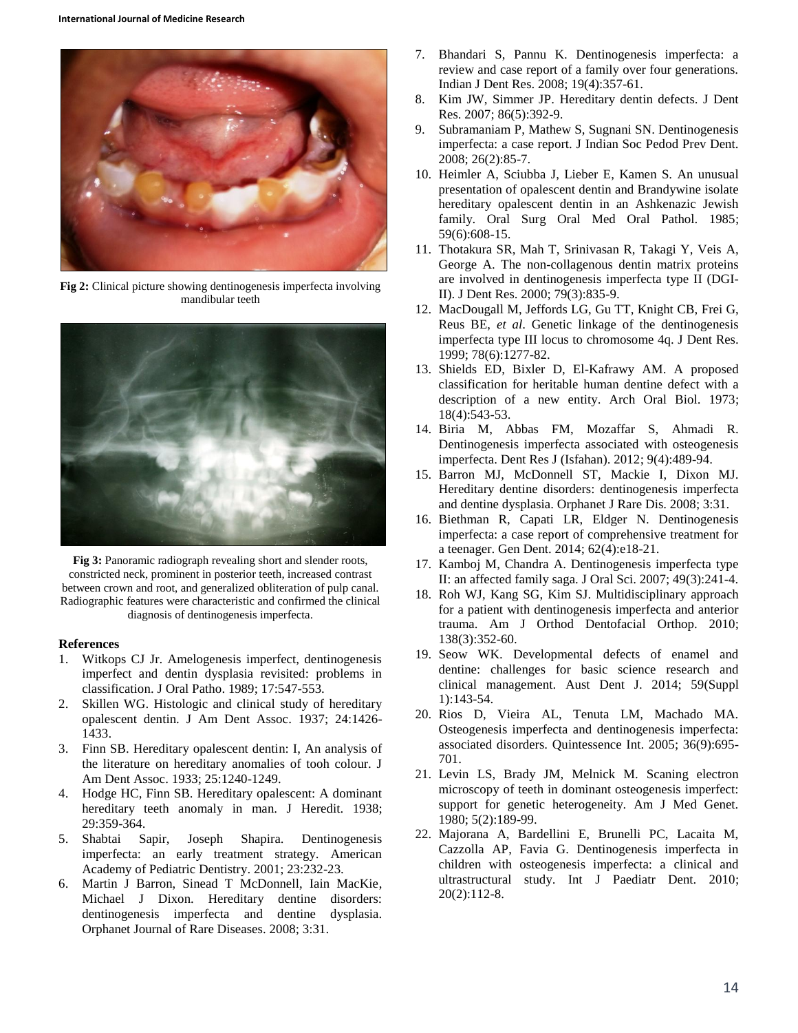Fig 2: Clinical picture showing dentinogenesis imperfecta involving mandibular teeth

Fig 3: Panoramic radiograph revealing short and slender roots, constricted neck, prominent in posterior teeth, increased contrast between crown and root, and generalized obliteration of pulp canal. Radiographic features were characteristic and confirmed the clinical diagnosis of dentinogenesis imperfecta.

## References

1. Witkops CJ Jr. Amelogenesis imperfect, dentinogenesis imperfect and dentin dysplasia revisited: problems in classification. J Oral Patho. 1989; 17:547-553.
2. Skillen WG. Histologic and clinical study of hereditary opalescent dentin. J Am Dent Assoc. 1937; 24:1426-1433.
3. Finn SB. Hereditary opalescent dentin: I, An analysis of the literature on hereditary anomalies of tooh colour. J Am Dent Assoc. 1933; 25:1240-1249.
4. Hodge HC, Finn SB. Hereditary opalescent: A dominant hereditary teeth anomaly in man. J Heredit. 1938; 29:359-364.
5. Shabtai Sapir, Joseph Shapira. Dentinogenesis imperfecta: an early treatment strategy. American Academy of Pediatric Dentistry. 2001; 23:232-23.
6. Martin J Barron, Sinead T McDonnell, Iain MacKie, Michael J Dixon. Hereditary dentine disorders: dentinogenesis imperfecta and dentine dysplasia. Orphanet Journal of Rare Diseases. 2008; 3:31.
7. Bhandari S, Pannu K. Dentinogenesis imperfecta: a review and case report of a family over four generations. Indian J Dent Res. 2008; 19(4):357-61.
8. Kim JW, Simmer JP. Hereditary dentin defects. J Dent Res. 2007; 86(5):392-9.
9. Subramaniam P, Mathew S, Sugnani SN. Dentinogenesis imperfecta: a case report. J Indian Soc Pedod Prev Dent. 2008; 26(2):85-7.
10. Heimler A, Sciubba J, Lieber E, Kamen S. An unusual presentation of opalescent dentin and Brandywine isolate hereditary opalescent dentin in an Ashkenazic Jewish family. Oral Surg Oral Med Oral Pathol. 1985; 59(6):608-15.
11. Thotakura SR, Mah T, Srinivasan R, Takagi Y, Veis A, George A. The non-collagenous dentin matrix proteins are involved in dentinogenesis imperfecta type II (DGI-II). J Dent Res. 2000; 79(3):835-9.
12. MacDougall M, Jeffords LG, Gu TT, Knight CB, Frei G, Reus BE, *et al*. Genetic linkage of the dentinogenesis imperfecta type III locus to chromosome 4q. J Dent Res. 1999; 78(6):1277-82.
13. Shields ED, Bixler D, El-Kafrawy AM. A proposed classification for heritable human dentine defect with a description of a new entity. Arch Oral Biol. 1973; 18(4):543-53.
14. Biria M, Abbas FM, Mozaffar S, Ahmadi R. Dentinogenesis imperfecta associated with osteogenesis imperfecta. Dent Res J (Isfahan). 2012; 9(4):489-94.
15. Barron MJ, McDonnell ST, Mackie I, Dixon MJ. Hereditary dentine disorders: dentinogenesis imperfecta and dentine dysplasia. Orphanet J Rare Dis. 2008; 3:31.
16. Biethman R, Capati LR, Eldger N. Dentinogenesis imperfecta: a case report of comprehensive treatment for a teenager. Gen Dent. 2014; 62(4):e18-21.
17. Kamboj M, Chandra A. Dentinogenesis imperfecta type II: an affected family saga. J Oral Sci. 2007; 49(3):241-4.
18. Roh WJ, Kang SG, Kim SJ. Multidisciplinary approach for a patient with dentinogenesis imperfecta and anterior trauma. Am J Orthod Dentofacial Orthop. 2010; 138(3):352-60.
19. Seow WK. Developmental defects of enamel and dentine: challenges for basic science research and clinical management. Aust Dent J. 2014; 59(Suppl 1):143-54.
20. Rios D, Vieira AL, Tenuta LM, Machado MA. Osteogenesis imperfecta and dentinogenesis imperfecta: associated disorders. Quintessence Int. 2005; 36(9):695-701.
21. Levin LS, Brady JM, Melnick M. Scaning electron microscopy of teeth in dominant osteogenesis imperfect: support for genetic heterogeneity. Am J Med Genet. 1980; 5(2):189-99.
22. Majorana A, Bardellini E, Brunelli PC, Lacaita M, Cazzolla AP, Favia G. Dentinogenesis imperfecta in children with osteogenesis imperfecta: a clinical and ultrastructural study. Int J Paediatr Dent. 2010; 20(2):112-8.